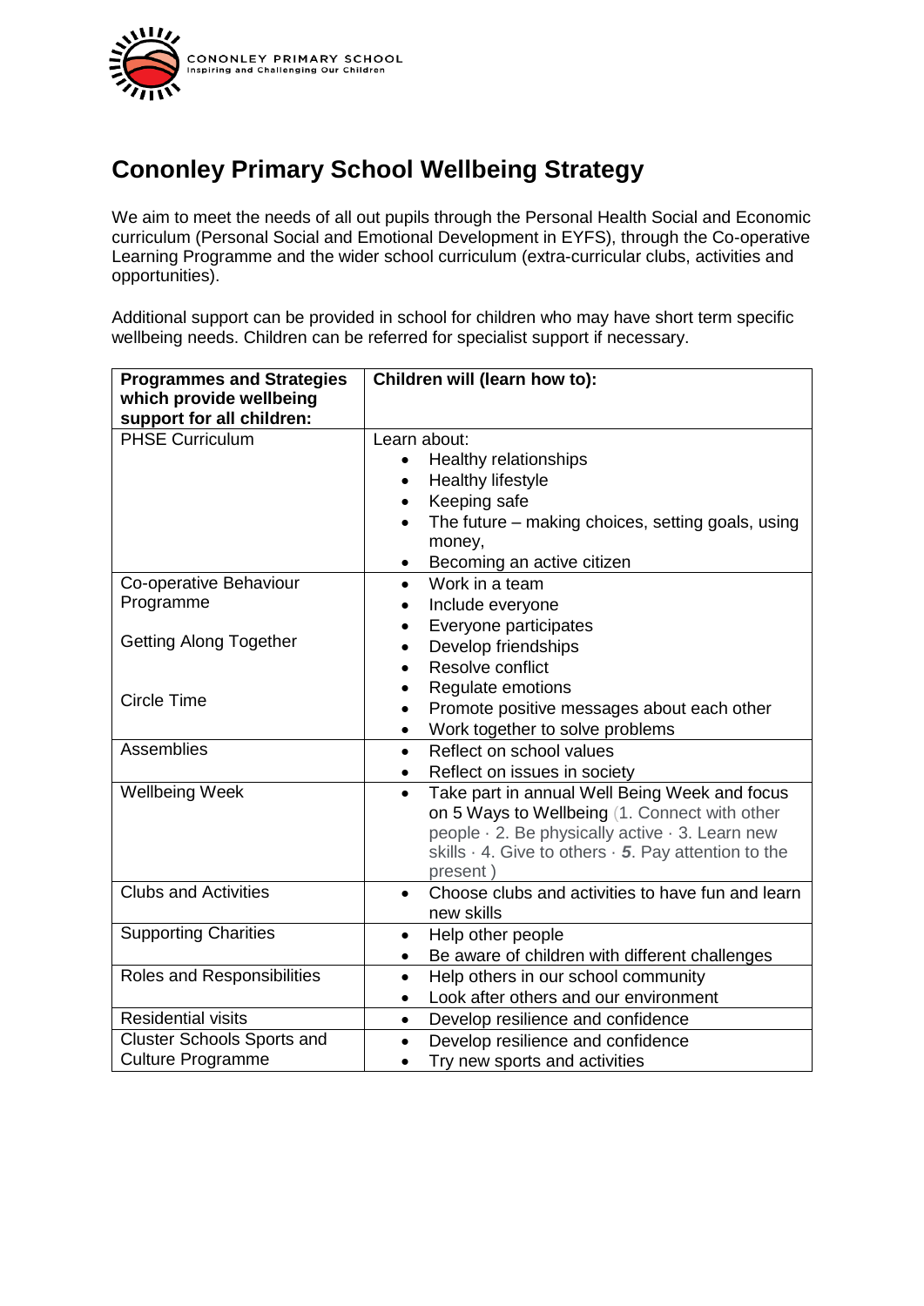CONONLEY PRIMARY SCHOOL
Inspiring and Challenging Our Children

# Cononley Primary School Wellbeing Strategy

We aim to meet the needs of all out pupils through the Personal Health Social and Economic curriculum (Personal Social and Emotional Development in EYFS), through the Co-operative Learning Programme and the wider school curriculum (extra-curricular clubs, activities and opportunities).

Additional support can be provided in school for children who may have short term specific wellbeing needs. Children can be referred for specialist support if necessary.

| Programmes and Strategies which provide wellbeing support for all children: | Children will (learn how to): |
|---|---|
| PHSE Curriculum | Learn about:<br>• Healthy relationships<br>• Healthy lifestyle<br>• Keeping safe<br>• The future – making choices, setting goals, using money,<br>• Becoming an active citizen |
| Co-operative Behaviour Programme<br><br>Getting Along Together<br><br>Circle Time | • Work in a team<br>• Include everyone<br>• Everyone participates<br>• Develop friendships<br>• Resolve conflict<br>• Regulate emotions<br>• Promote positive messages about each other<br>• Work together to solve problems |
| Assemblies | • Reflect on school values<br>• Reflect on issues in society |
| Wellbeing Week | • Take part in annual Well Being Week and focus on 5 Ways to Wellbeing (1. Connect with other people · 2. Be physically active · 3. Learn new skills · 4. Give to others · ***5***. Pay attention to the present ) |
| Clubs and Activities | • Choose clubs and activities to have fun and learn new skills |
| Supporting Charities | • Help other people<br>• Be aware of children with different challenges |
| Roles and Responsibilities | • Help others in our school community<br>• Look after others and our environment |
| Residential visits | • Develop resilience and confidence |
| Cluster Schools Sports and Culture Programme | • Develop resilience and confidence<br>• Try new sports and activities |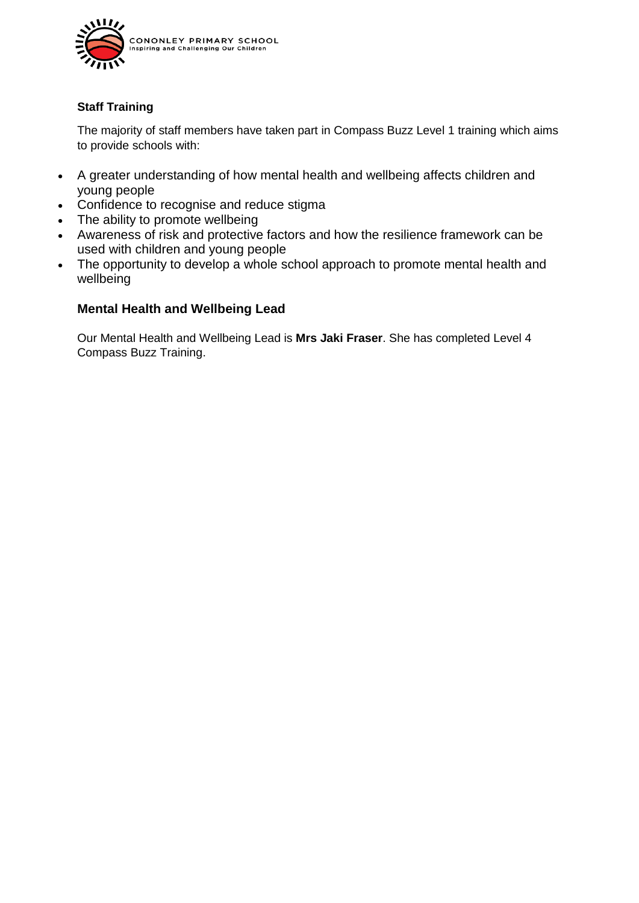### Staff Training

The majority of staff members have taken part in Compass Buzz Level 1 training which aims to provide schools with:

- A greater understanding of how mental health and wellbeing affects children and young people
- Confidence to recognise and reduce stigma
- The ability to promote wellbeing
- Awareness of risk and protective factors and how the resilience framework can be used with children and young people
- The opportunity to develop a whole school approach to promote mental health and wellbeing

### Mental Health and Wellbeing Lead

Our Mental Health and Wellbeing Lead is **Mrs Jaki Fraser**. She has completed Level 4 Compass Buzz Training.